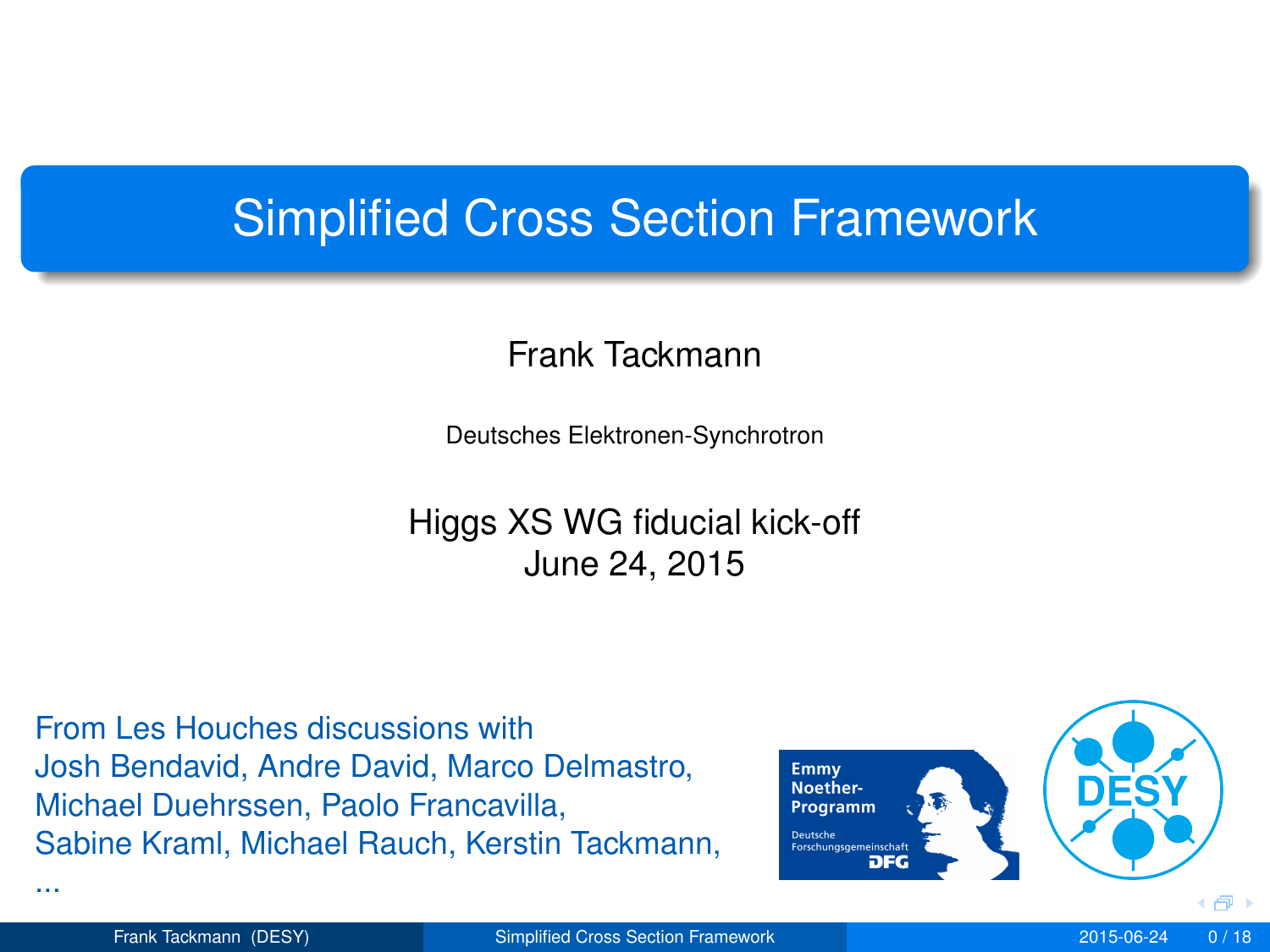# Simplified Cross Section Framework

Frank Tackmann

Deutsches Elektronen-Synchrotron

Higgs XS WG fiducial kick-off
June 24, 2015

From Les Houches discussions with
Josh Bendavid, Andre David, Marco Delmastro,
Michael Duehrssen, Paolo Francavilla,
Sabine Kraml, Michael Rauch, Kerstin Tackmann,
...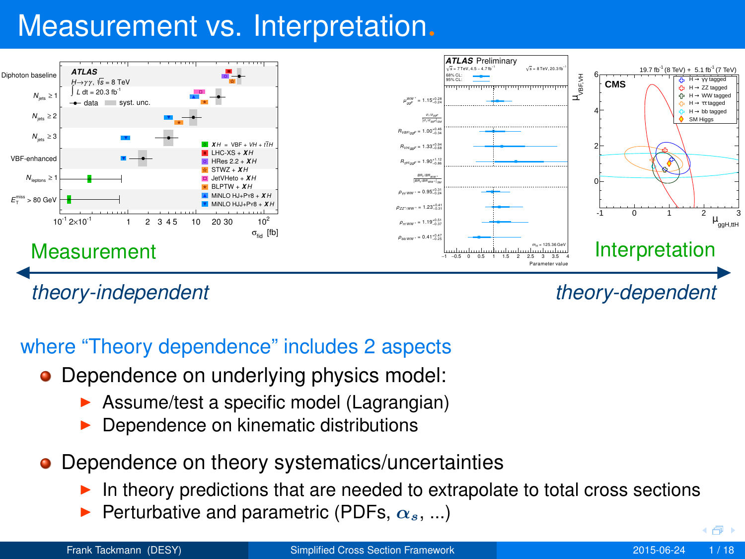# Measurement vs. Interpretation.

Measurement ⟷ Interpretation

*theory-independent* ⟷ *theory-dependent*

where “Theory dependence” includes 2 aspects

- Dependence on underlying physics model:
  - Assume/test a specific model (Lagrangian)
  - Dependence on kinematic distributions
- Dependence on theory systematics/uncertainties
  - In theory predictions that are needed to extrapolate to total cross sections
  - Perturbative and parametric (PDFs, $\alpha_s$, ...)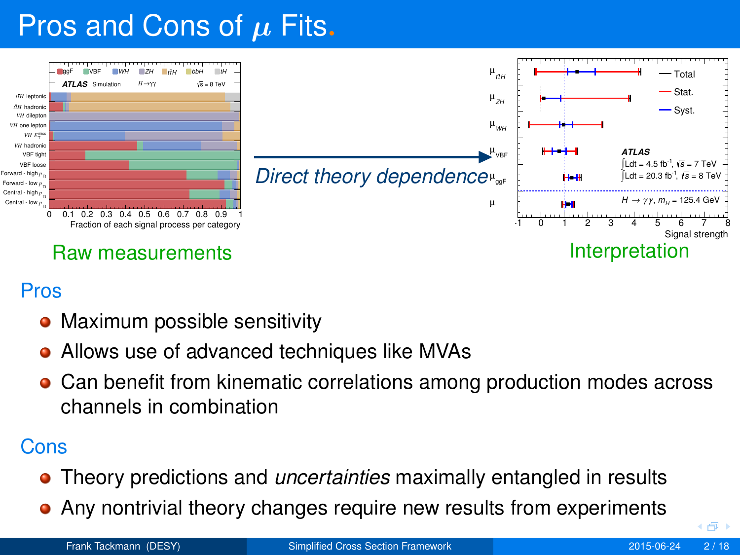# Pros and Cons of $\mu$ Fits.

Raw measurements

*Direct theory dependence*

Interpretation

## Pros

- Maximum possible sensitivity
- Allows use of advanced techniques like MVAs
- Can benefit from kinematic correlations among production modes across channels in combination

## Cons

- Theory predictions and *uncertainties* maximally entangled in results
- Any nontrivial theory changes require new results from experiments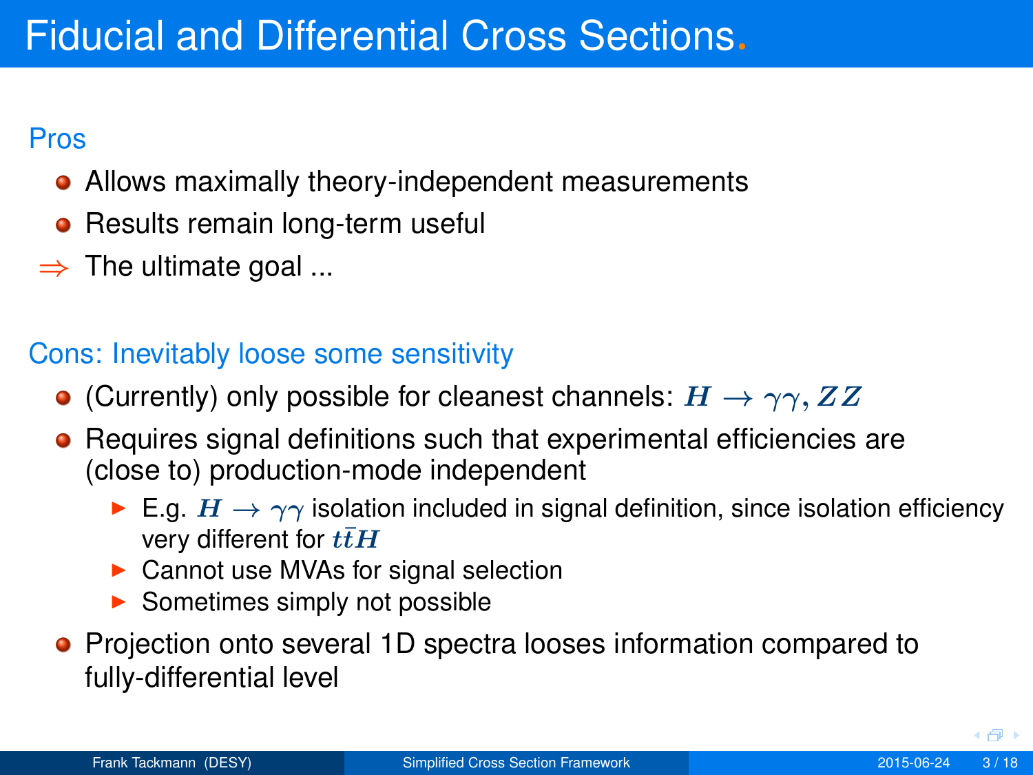# Fiducial and Differential Cross Sections

## Pros

- Allows maximally theory-independent measurements
- Results remain long-term useful

⇒ The ultimate goal ...

## Cons: Inevitably loose some sensitivity

- (Currently) only possible for cleanest channels: $H \to \gamma\gamma, ZZ$
- Requires signal definitions such that experimental efficiencies are (close to) production-mode independent
  - E.g. $H \to \gamma\gamma$ isolation included in signal definition, since isolation efficiency very different for $t\bar{t}H$
  - Cannot use MVAs for signal selection
  - Sometimes simply not possible
- Projection onto several 1D spectra looses information compared to fully-differential level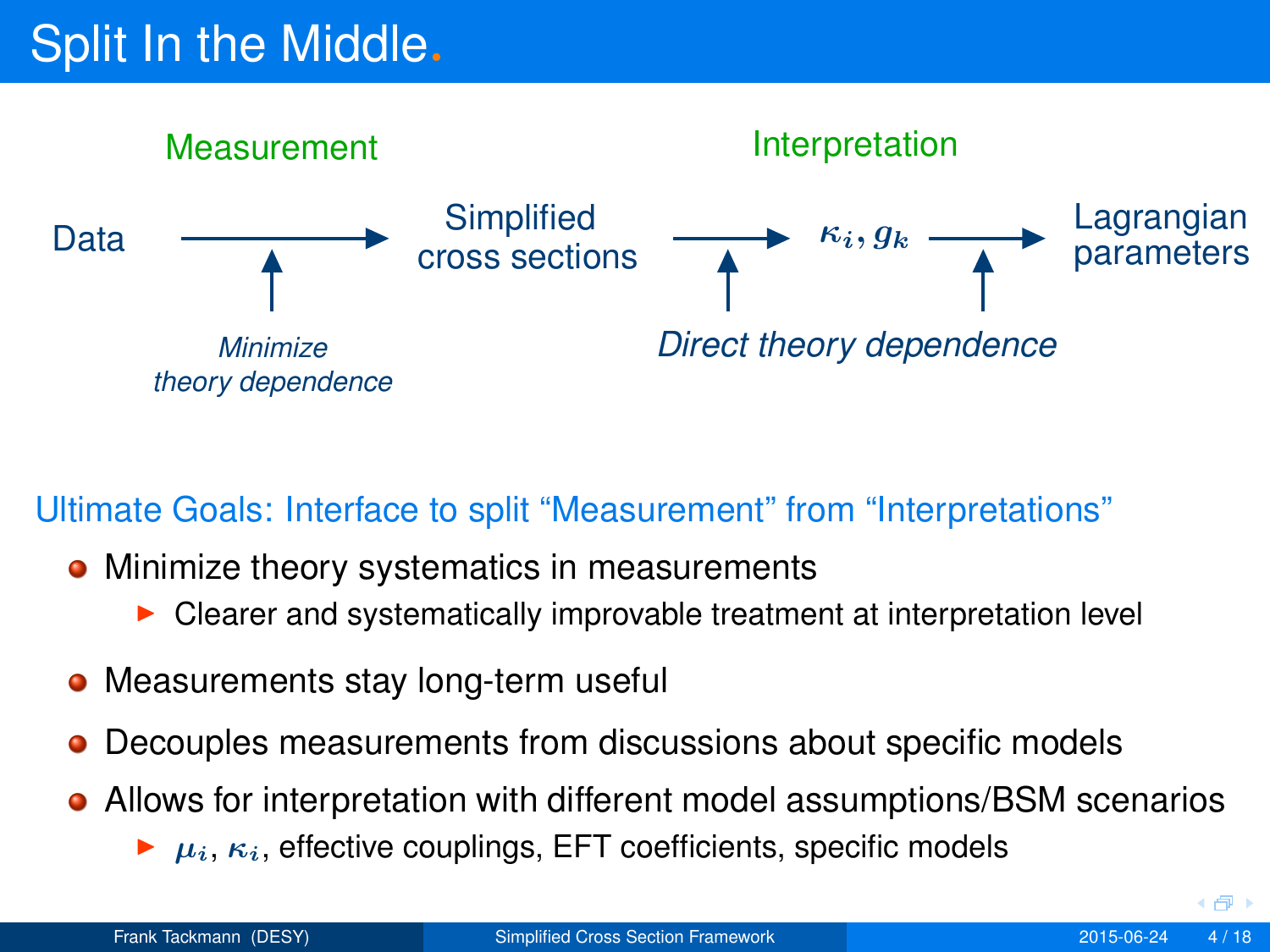# Split In the Middle.

**Measurement** — **Interpretation**

Data → Simplified cross sections → $\kappa_i, g_k$ → Lagrangian parameters

*Minimize theory dependence* (Data → Simplified cross sections)

*Direct theory dependence* (Simplified cross sections → $\kappa_i, g_k$ → Lagrangian parameters)

## Ultimate Goals: Interface to split "Measurement" from "Interpretations"

- Minimize theory systematics in measurements
  - Clearer and systematically improvable treatment at interpretation level
- Measurements stay long-term useful
- Decouples measurements from discussions about specific models
- Allows for interpretation with different model assumptions/BSM scenarios
  - $\mu_i$, $\kappa_i$, effective couplings, EFT coefficients, specific models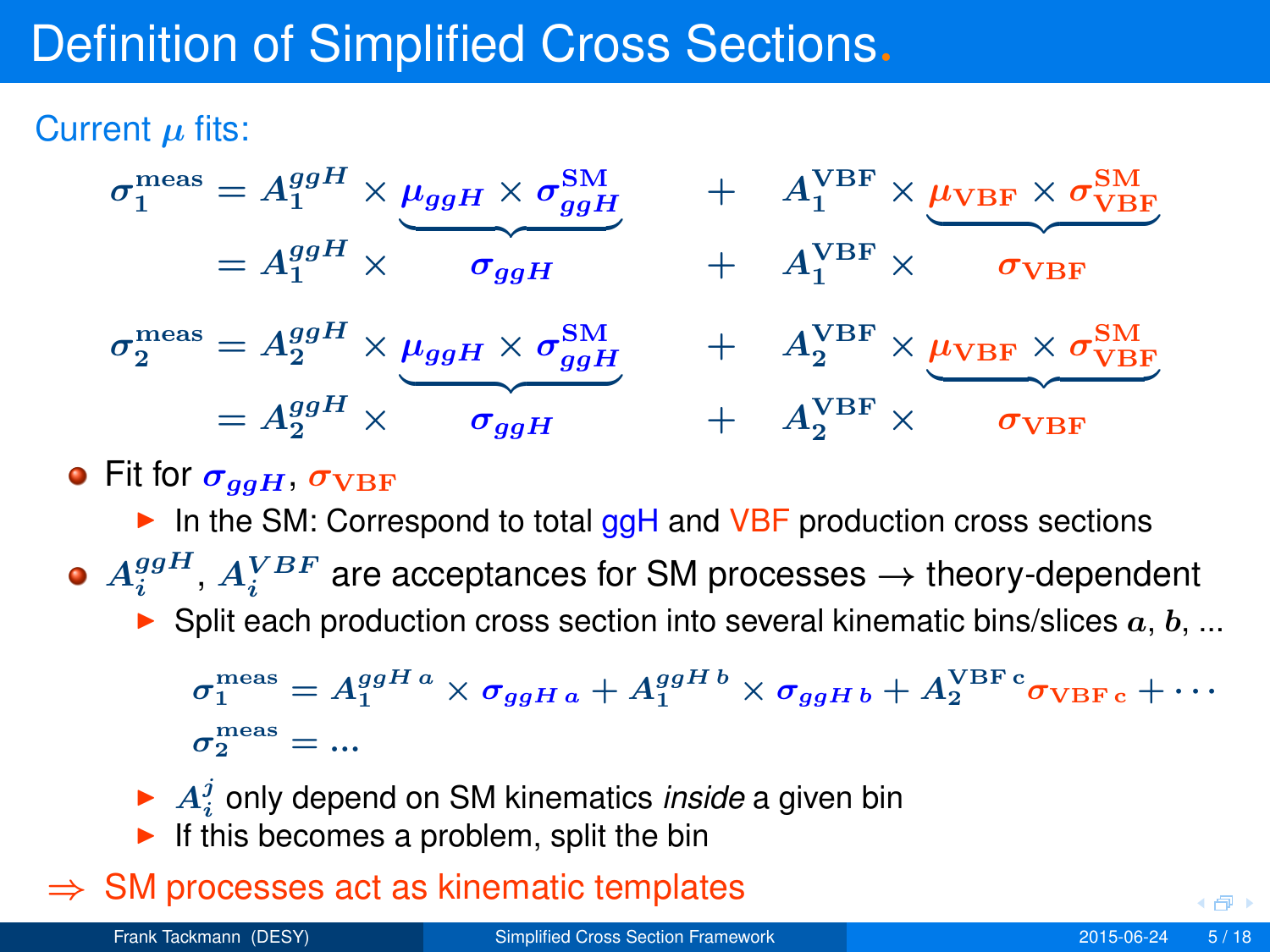# Definition of Simplified Cross Sections.

Current $\mu$ fits:

$$
\begin{aligned}
\sigma_1^{\text{meas}} &= A_1^{ggH} \times \underbrace{\mu_{ggH} \times \sigma_{ggH}^{\text{SM}}} + A_1^{\text{VBF}} \times \underbrace{\mu_{\text{VBF}} \times \sigma_{\text{VBF}}^{\text{SM}}} \\
&= A_1^{ggH} \times \sigma_{ggH} + A_1^{\text{VBF}} \times \sigma_{\text{VBF}} \\
\sigma_2^{\text{meas}} &= A_2^{ggH} \times \underbrace{\mu_{ggH} \times \sigma_{ggH}^{\text{SM}}} + A_2^{\text{VBF}} \times \underbrace{\mu_{\text{VBF}} \times \sigma_{\text{VBF}}^{\text{SM}}} \\
&= A_2^{ggH} \times \sigma_{ggH} + A_2^{\text{VBF}} \times \sigma_{\text{VBF}}
\end{aligned}
$$

- Fit for $\sigma_{ggH}$, $\sigma_{\text{VBF}}$
  - In the SM: Correspond to total ggH and VBF production cross sections
- $A_i^{ggH}$, $A_i^{VBF}$ are acceptances for SM processes → theory-dependent
  - Split each production cross section into several kinematic bins/slices $a$, $b$, ...

$$
\begin{aligned}
\sigma_1^{\text{meas}} &= A_1^{ggH\,a} \times \sigma_{ggH\,a} + A_1^{ggH\,b} \times \sigma_{ggH\,b} + A_2^{\text{VBF}\,c} \sigma_{\text{VBF}\,c} + \cdots \\
\sigma_2^{\text{meas}} &= \ldots
\end{aligned}
$$

  - $A_i^j$ only depend on SM kinematics *inside* a given bin
  - If this becomes a problem, split the bin

⇒ SM processes act as kinematic templates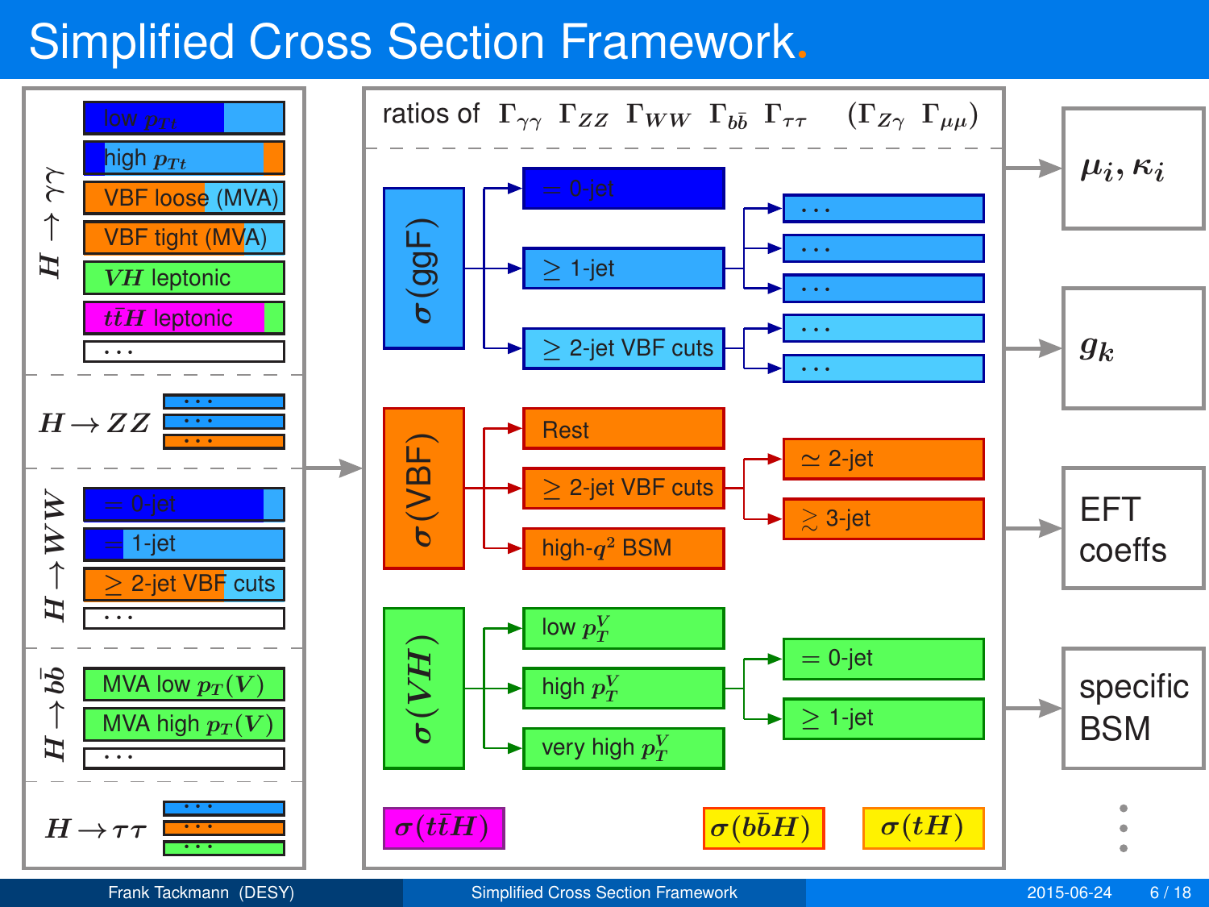# Simplified Cross Section Framework.

**$H \to \gamma\gamma$**
- low $p_{Tt}$
- high $p_{Tt}$
- VBF loose (MVA)
- VBF tight (MVA)
- $VH$ leptonic
- $t\bar{t}H$ leptonic
- ...

**$H \to ZZ$**
- ...
- ...
- ...

**$H \to WW$**
- = 0-jet
- = 1-jet
- ≥ 2-jet VBF cuts
- ...

**$H \to b\bar{b}$**
- MVA low $p_T(V)$
- MVA high $p_T(V)$
- ...

**$H \to \tau\tau$**
- ...
- ...
- ...

ratios of $\Gamma_{\gamma\gamma}$ $\Gamma_{ZZ}$ $\Gamma_{WW}$ $\Gamma_{b\bar{b}}$ $\Gamma_{\tau\tau}$ ($\Gamma_{Z\gamma}$ $\Gamma_{\mu\mu}$)

**$\sigma$(ggF)**
- = 0-jet
- ≥ 1-jet
  - ...
  - ...
  - ...
- ≥ 2-jet VBF cuts
  - ...
  - ...

**$\sigma$(VBF)**
- Rest
- ≥ 2-jet VBF cuts
  - ≃ 2-jet
  - ≳ 3-jet
- high-$q^2$ BSM

**$\sigma(VH)$**
- low $p_T^V$
- high $p_T^V$
  - = 0-jet
  - ≥ 1-jet
- very high $p_T^V$

$\sigma(t\bar{t}H)$ $\sigma(b\bar{b}H)$ $\sigma(tH)$

- $\mu_i, \kappa_i$
- $g_k$
- EFT coeffs
- specific BSM
- ⋮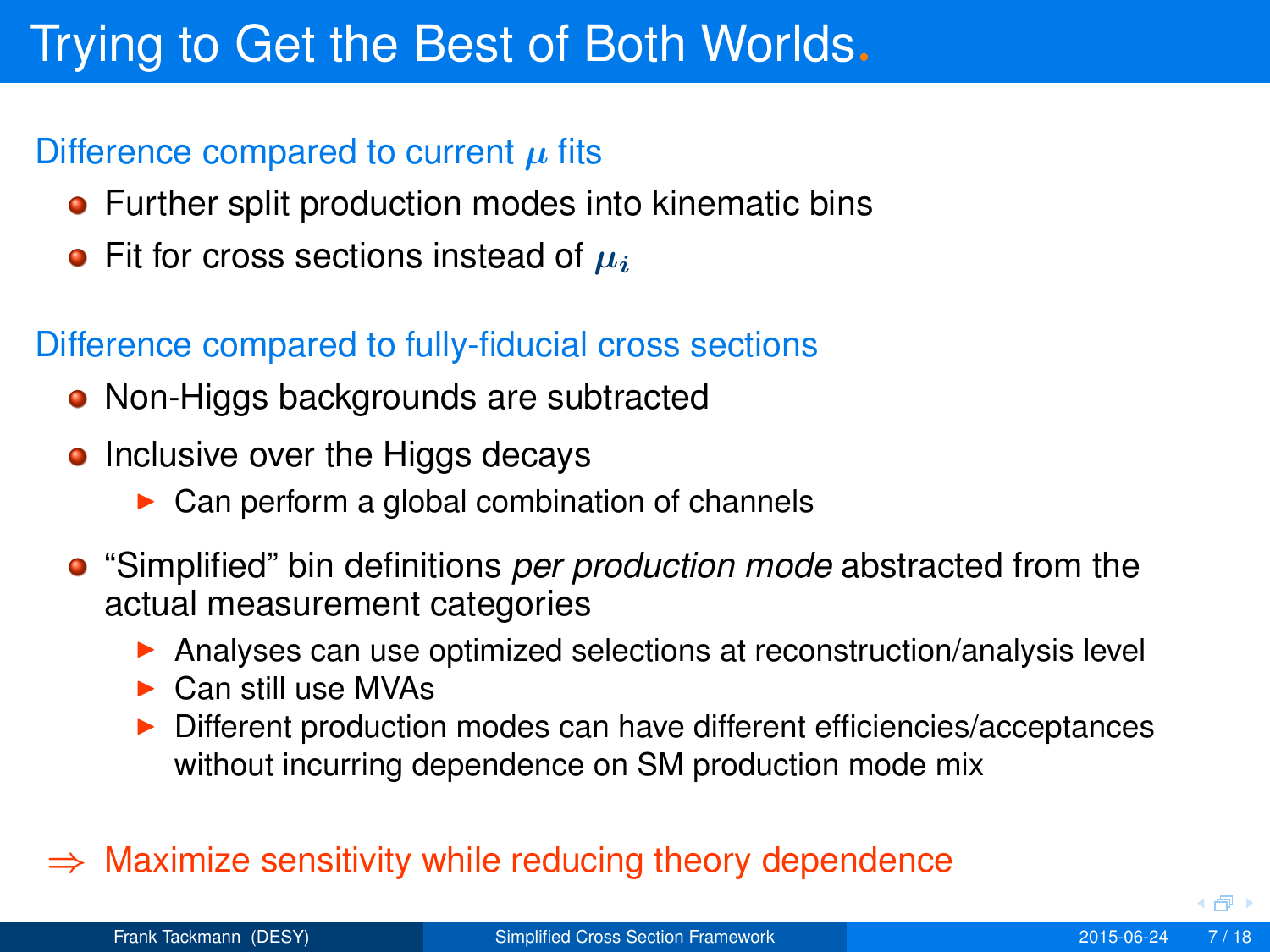# Trying to Get the Best of Both Worlds.

## Difference compared to current $\mu$ fits

- Further split production modes into kinematic bins
- Fit for cross sections instead of $\mu_i$

## Difference compared to fully-fiducial cross sections

- Non-Higgs backgrounds are subtracted
- Inclusive over the Higgs decays
  - Can perform a global combination of channels
- "Simplified" bin definitions *per production mode* abstracted from the actual measurement categories
  - Analyses can use optimized selections at reconstruction/analysis level
  - Can still use MVAs
  - Different production modes can have different efficiencies/acceptances without incurring dependence on SM production mode mix

$\Rightarrow$ Maximize sensitivity while reducing theory dependence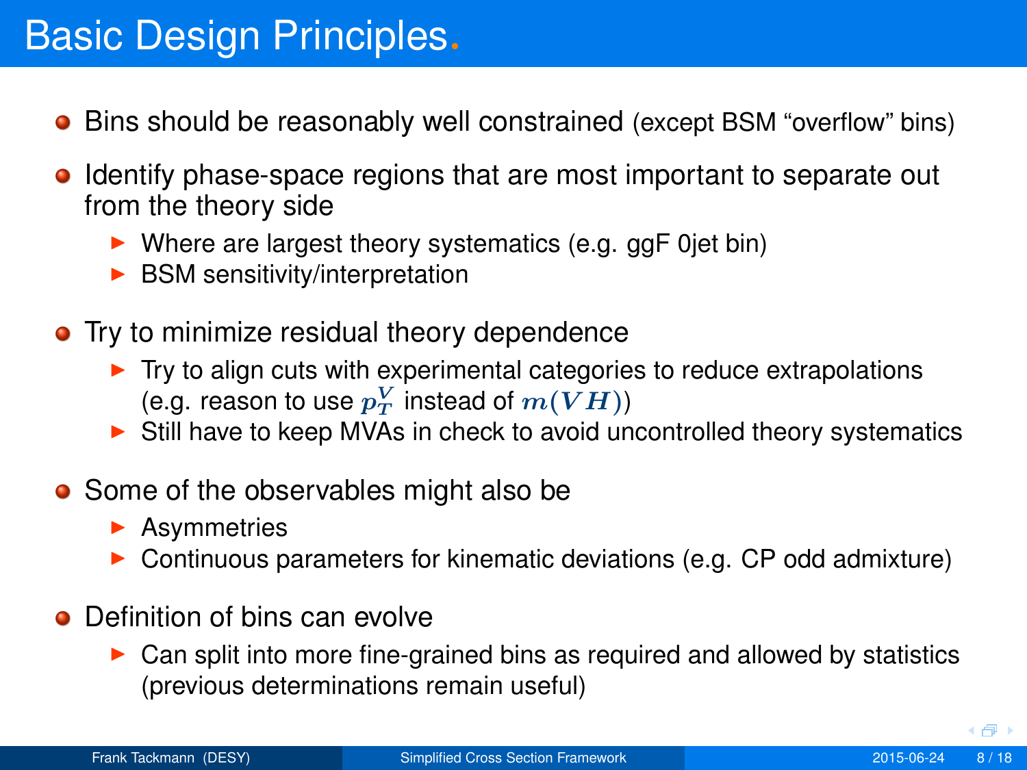# Basic Design Principles.

- Bins should be reasonably well constrained (except BSM "overflow" bins)
- Identify phase-space regions that are most important to separate out from the theory side
  - Where are largest theory systematics (e.g. ggF 0jet bin)
  - BSM sensitivity/interpretation
- Try to minimize residual theory dependence
  - Try to align cuts with experimental categories to reduce extrapolations (e.g. reason to use $p_T^V$ instead of $m(VH)$)
  - Still have to keep MVAs in check to avoid uncontrolled theory systematics
- Some of the observables might also be
  - Asymmetries
  - Continuous parameters for kinematic deviations (e.g. CP odd admixture)
- Definition of bins can evolve
  - Can split into more fine-grained bins as required and allowed by statistics (previous determinations remain useful)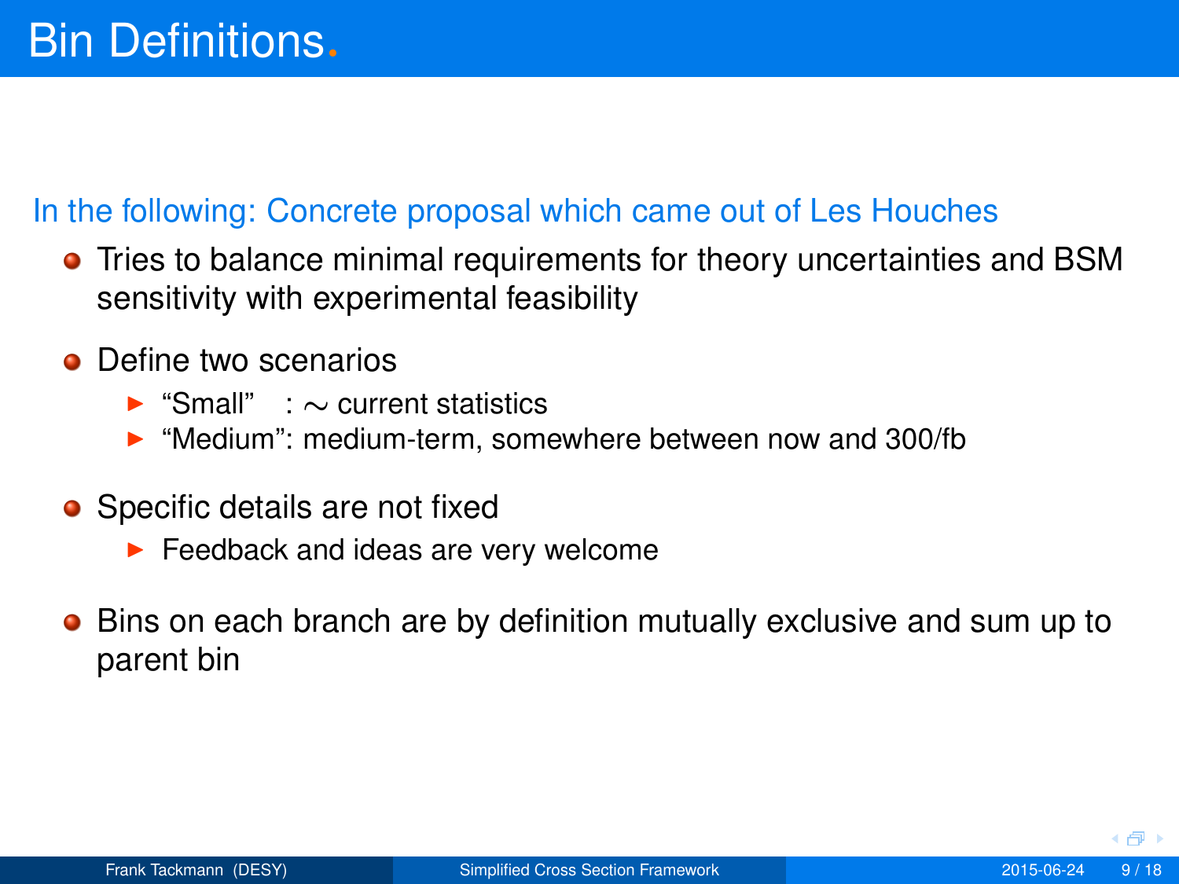# Bin Definitions.

In the following: Concrete proposal which came out of Les Houches

- Tries to balance minimal requirements for theory uncertainties and BSM sensitivity with experimental feasibility
- Define two scenarios
  - "Small" : $\sim$ current statistics
  - "Medium": medium-term, somewhere between now and 300/fb
- Specific details are not fixed
  - Feedback and ideas are very welcome
- Bins on each branch are by definition mutually exclusive and sum up to parent bin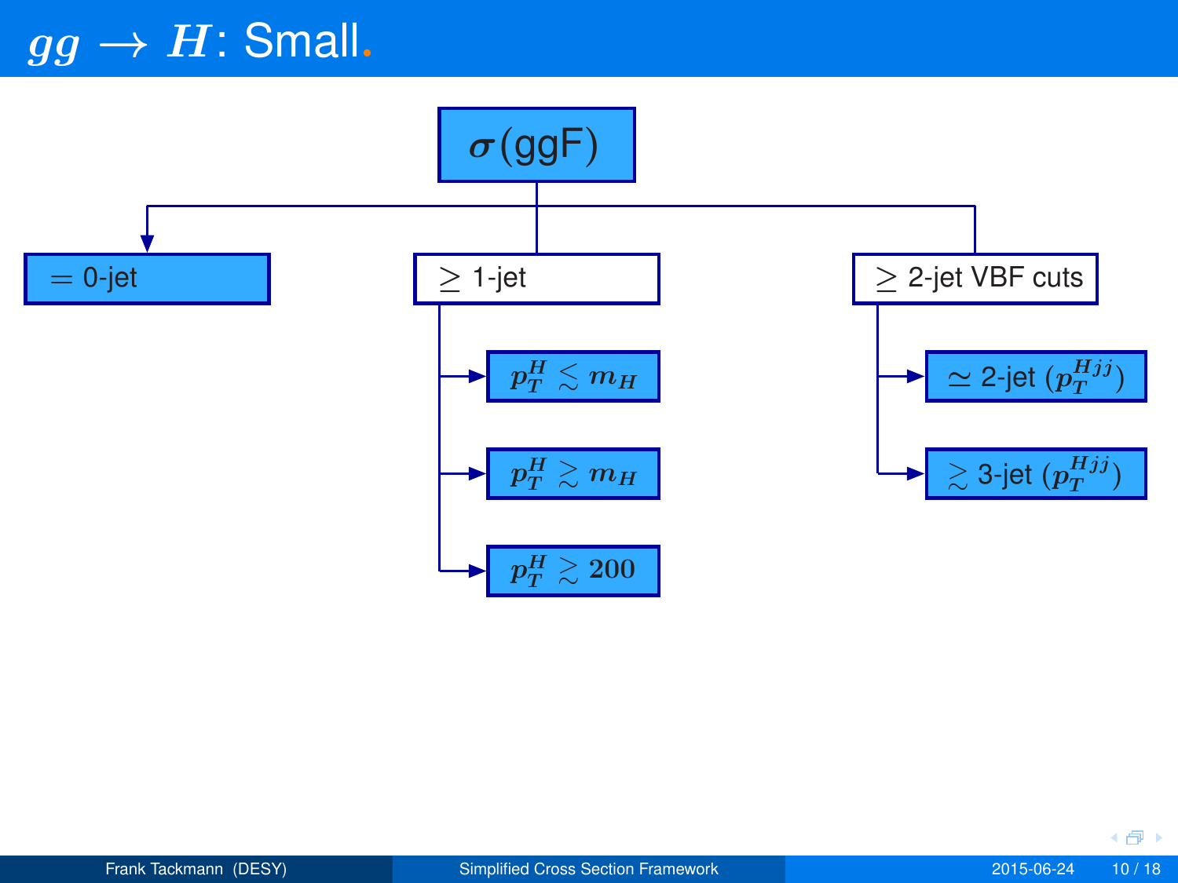# $gg \to H$: Small.

- $\sigma$(ggF)
  - $=$ 0-jet
  - $\geq$ 1-jet
    - $p_T^H \lesssim m_H$
    - $p_T^H \gtrsim m_H$
    - $p_T^H \gtrsim 200$
  - $\geq$ 2-jet VBF cuts
    - $\simeq$ 2-jet ($p_T^{Hjj}$)
    - $\gtrsim$ 3-jet ($p_T^{Hjj}$)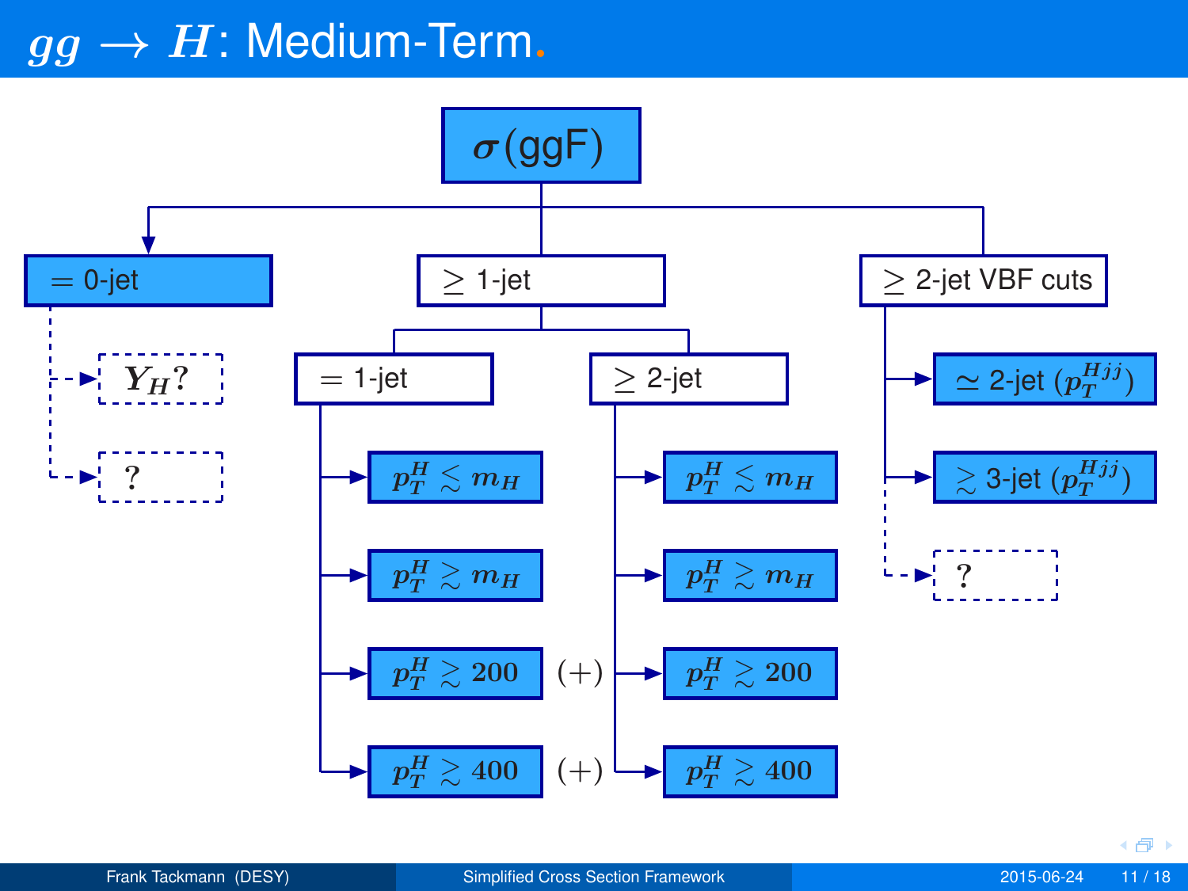# $gg \to H$: Medium-Term.

- $\sigma$(ggF)
  - $= 0$-jet
    - $Y_H$?
    - ?
  - $\geq 1$-jet
    - $= 1$-jet
      - $p_T^H \lesssim m_H$
      - $p_T^H \gtrsim m_H$
      - $p_T^H \gtrsim 200$ (+)
      - $p_T^H \gtrsim 400$ (+)
    - $\geq 2$-jet
      - $p_T^H \lesssim m_H$
      - $p_T^H \gtrsim m_H$
      - $p_T^H \gtrsim 200$
      - $p_T^H \gtrsim 400$
  - $\geq 2$-jet VBF cuts
    - $\simeq 2$-jet ($p_T^{Hjj}$)
    - $\gtrsim 3$-jet ($p_T^{Hjj}$)
    - ?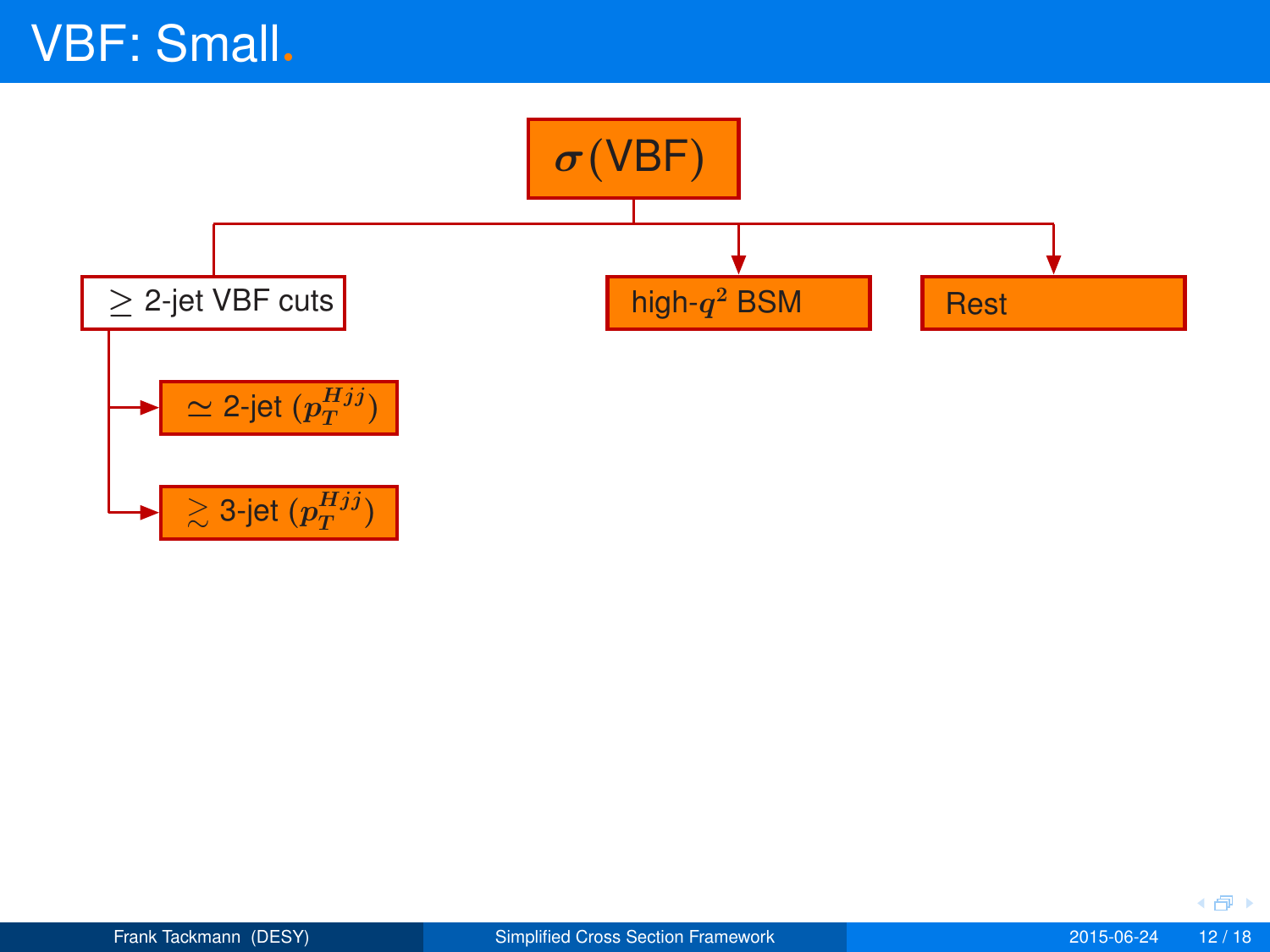# VBF: Small.

$\sigma$(VBF)

- $\geq$ 2-jet VBF cuts
  - $\simeq$ 2-jet ($p_T^{Hjj}$)
  - $\gtrsim$ 3-jet ($p_T^{Hjj}$)
- high-$q^2$ BSM
- Rest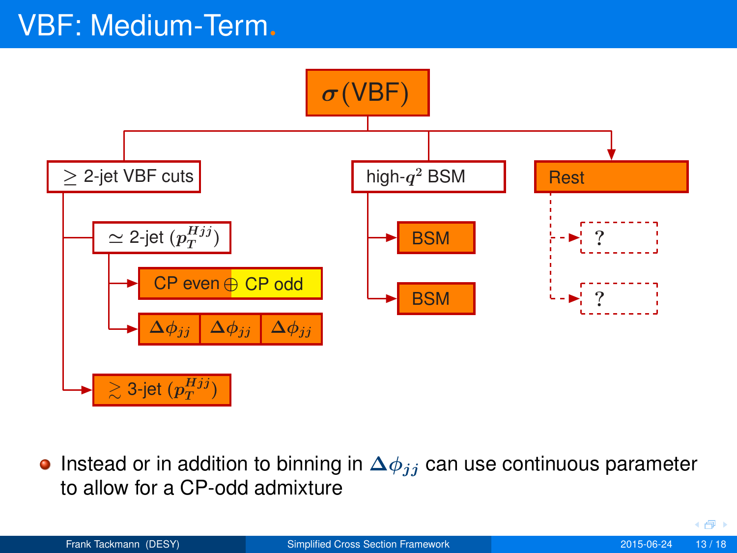# VBF: Medium-Term.

- $\sigma$(VBF)
  - $\geq$ 2-jet VBF cuts
    - $\simeq$ 2-jet ($p_T^{Hjj}$)
      - CP even $\oplus$ CP odd
      - $\Delta\phi_{jj}$ | $\Delta\phi_{jj}$ | $\Delta\phi_{jj}$
    - $\gtrsim$ 3-jet ($p_T^{Hjj}$)
  - high-$q^2$ BSM
    - BSM
    - BSM
  - Rest
    - ?
    - ?

- Instead or in addition to binning in $\Delta\phi_{jj}$ can use continuous parameter to allow for a CP-odd admixture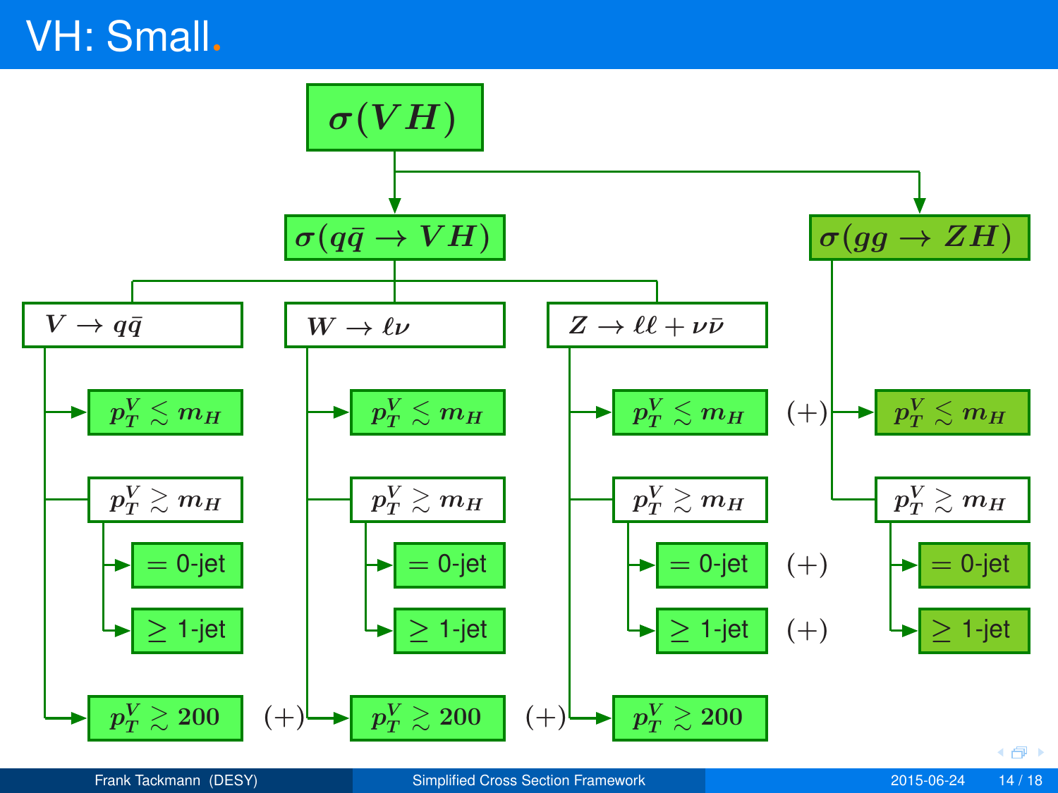# VH: Small.

- $\sigma(VH)$
  - $\sigma(q\bar{q} \to VH)$
    - $V \to q\bar{q}$
      - $p_T^V \lesssim m_H$
      - $p_T^V \gtrsim m_H$
        - $=$ 0-jet
        - $\geq$ 1-jet
      - $p_T^V \gtrsim 200$ (+)
    - $W \to \ell\nu$
      - $p_T^V \lesssim m_H$
      - $p_T^V \gtrsim m_H$
        - $=$ 0-jet
        - $\geq$ 1-jet
      - $p_T^V \gtrsim 200$ (+)
    - $Z \to \ell\ell + \nu\bar{\nu}$
      - $p_T^V \lesssim m_H$ (+)
      - $p_T^V \gtrsim m_H$
        - $=$ 0-jet (+)
        - $\geq$ 1-jet (+)
      - $p_T^V \gtrsim 200$
  - $\sigma(gg \to ZH)$
    - $p_T^V \lesssim m_H$
    - $p_T^V \gtrsim m_H$
      - $=$ 0-jet
      - $\geq$ 1-jet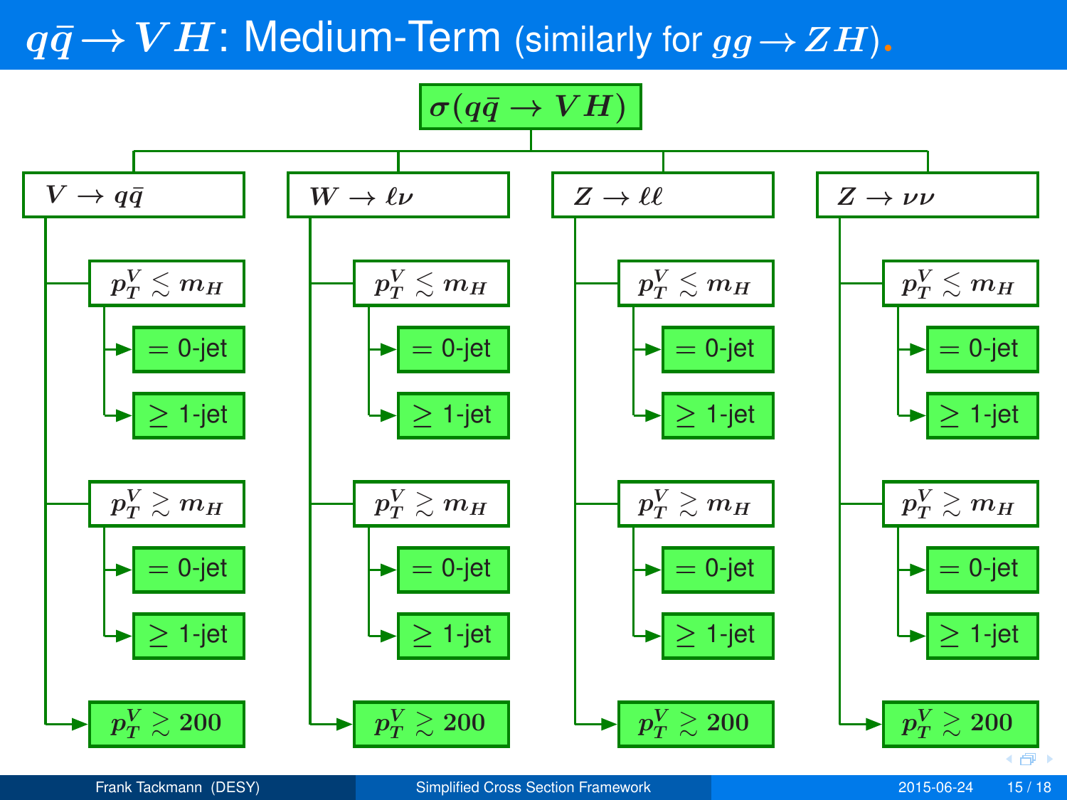# $q\bar{q} \to VH$: Medium-Term (similarly for $gg \to ZH$).

$\sigma(q\bar{q} \to VH)$

- $V \to q\bar{q}$
  - $p_T^V \lesssim m_H$
    - $= 0$-jet
    - $\geq 1$-jet
  - $p_T^V \gtrsim m_H$
    - $= 0$-jet
    - $\geq 1$-jet
  - $p_T^V \gtrsim 200$
- $W \to \ell\nu$
  - $p_T^V \lesssim m_H$
    - $= 0$-jet
    - $\geq 1$-jet
  - $p_T^V \gtrsim m_H$
    - $= 0$-jet
    - $\geq 1$-jet
  - $p_T^V \gtrsim 200$
- $Z \to \ell\ell$
  - $p_T^V \lesssim m_H$
    - $= 0$-jet
    - $\geq 1$-jet
  - $p_T^V \gtrsim m_H$
    - $= 0$-jet
    - $\geq 1$-jet
  - $p_T^V \gtrsim 200$
- $Z \to \nu\nu$
  - $p_T^V \lesssim m_H$
    - $= 0$-jet
    - $\geq 1$-jet
  - $p_T^V \gtrsim m_H$
    - $= 0$-jet
    - $\geq 1$-jet
  - $p_T^V \gtrsim 200$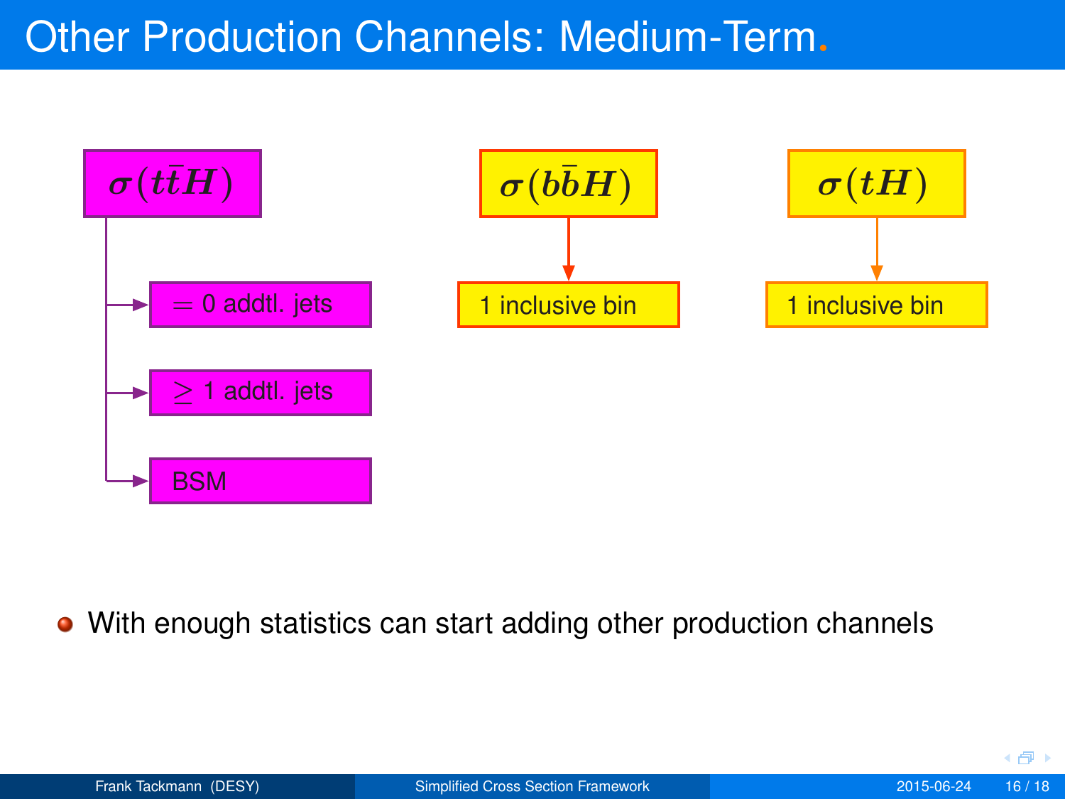# Other Production Channels: Medium-Term.

$\sigma(t\bar{t}H)$

- $=0$ addtl. jets
- $\geq 1$ addtl. jets
- BSM

$\sigma(b\bar{b}H)$

- 1 inclusive bin

$\sigma(tH)$

- 1 inclusive bin

- With enough statistics can start adding other production channels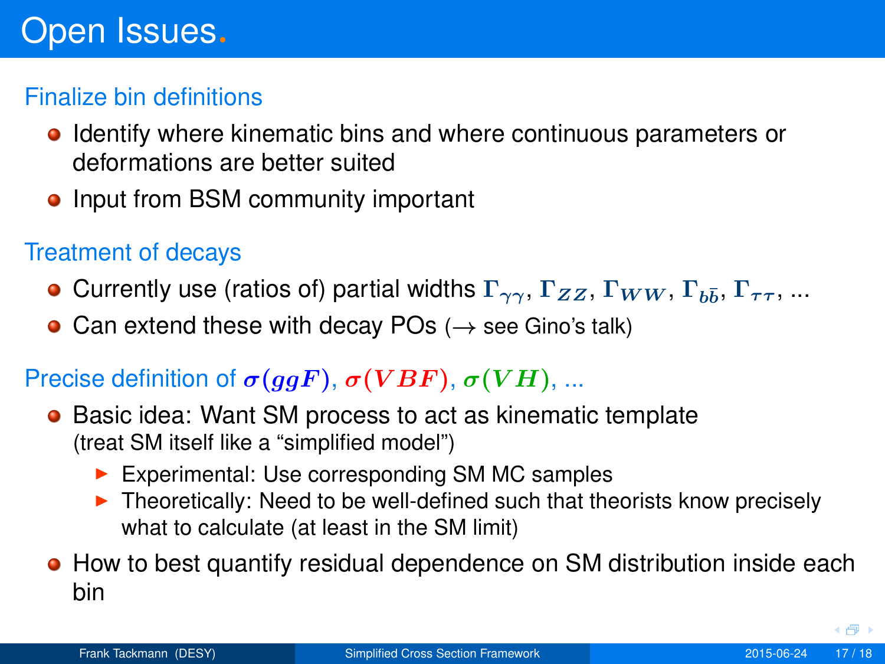# Open Issues.

## Finalize bin definitions

- Identify where kinematic bins and where continuous parameters or deformations are better suited
- Input from BSM community important

## Treatment of decays

- Currently use (ratios of) partial widths $\Gamma_{\gamma\gamma}$, $\Gamma_{ZZ}$, $\Gamma_{WW}$, $\Gamma_{b\bar{b}}$, $\Gamma_{\tau\tau}$, ...
- Can extend these with decay POs ($\rightarrow$ see Gino's talk)

## Precise definition of $\sigma(ggF)$, $\sigma(VBF)$, $\sigma(VH)$, ...

- Basic idea: Want SM process to act as kinematic template (treat SM itself like a "simplified model")
  - Experimental: Use corresponding SM MC samples
  - Theoretically: Need to be well-defined such that theorists know precisely what to calculate (at least in the SM limit)
- How to best quantify residual dependence on SM distribution inside each bin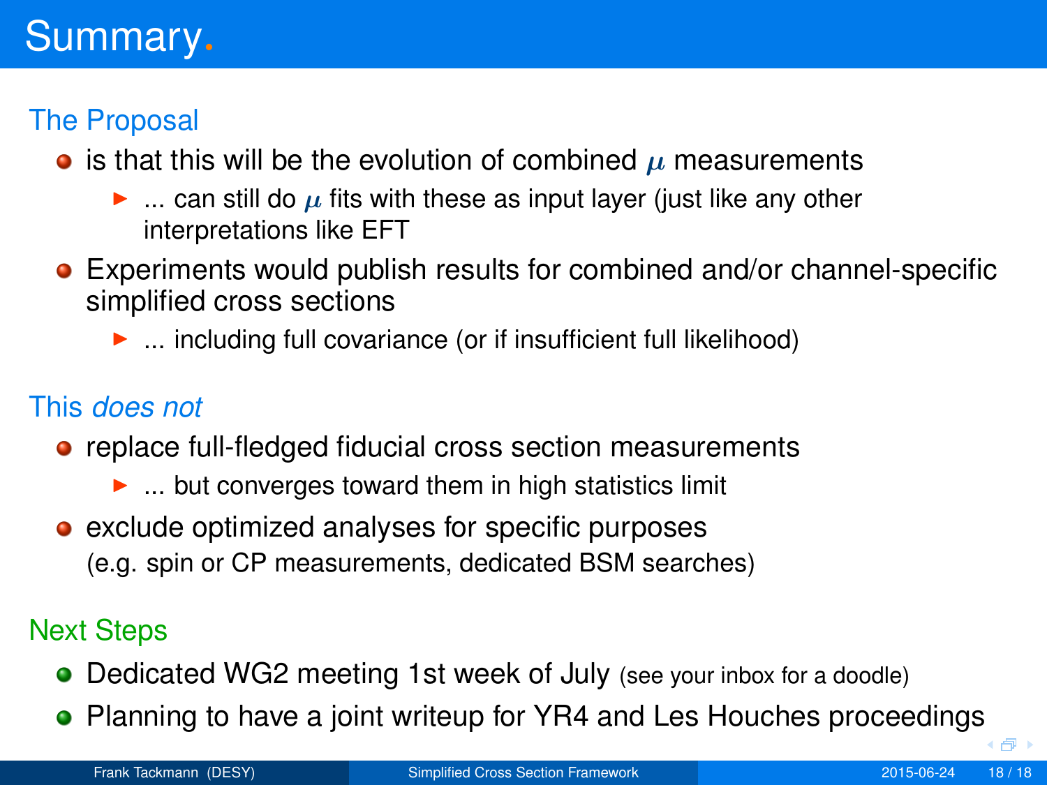# Summary.

## The Proposal

- is that this will be the evolution of combined $\mu$ measurements
  - ... can still do $\mu$ fits with these as input layer (just like any other interpretations like EFT
- Experiments would publish results for combined and/or channel-specific simplified cross sections
  - ... including full covariance (or if insufficient full likelihood)

## This *does not*

- replace full-fledged fiducial cross section measurements
  - ... but converges toward them in high statistics limit
- exclude optimized analyses for specific purposes
  (e.g. spin or CP measurements, dedicated BSM searches)

## Next Steps

- Dedicated WG2 meeting 1st week of July (see your inbox for a doodle)
- Planning to have a joint writeup for YR4 and Les Houches proceedings